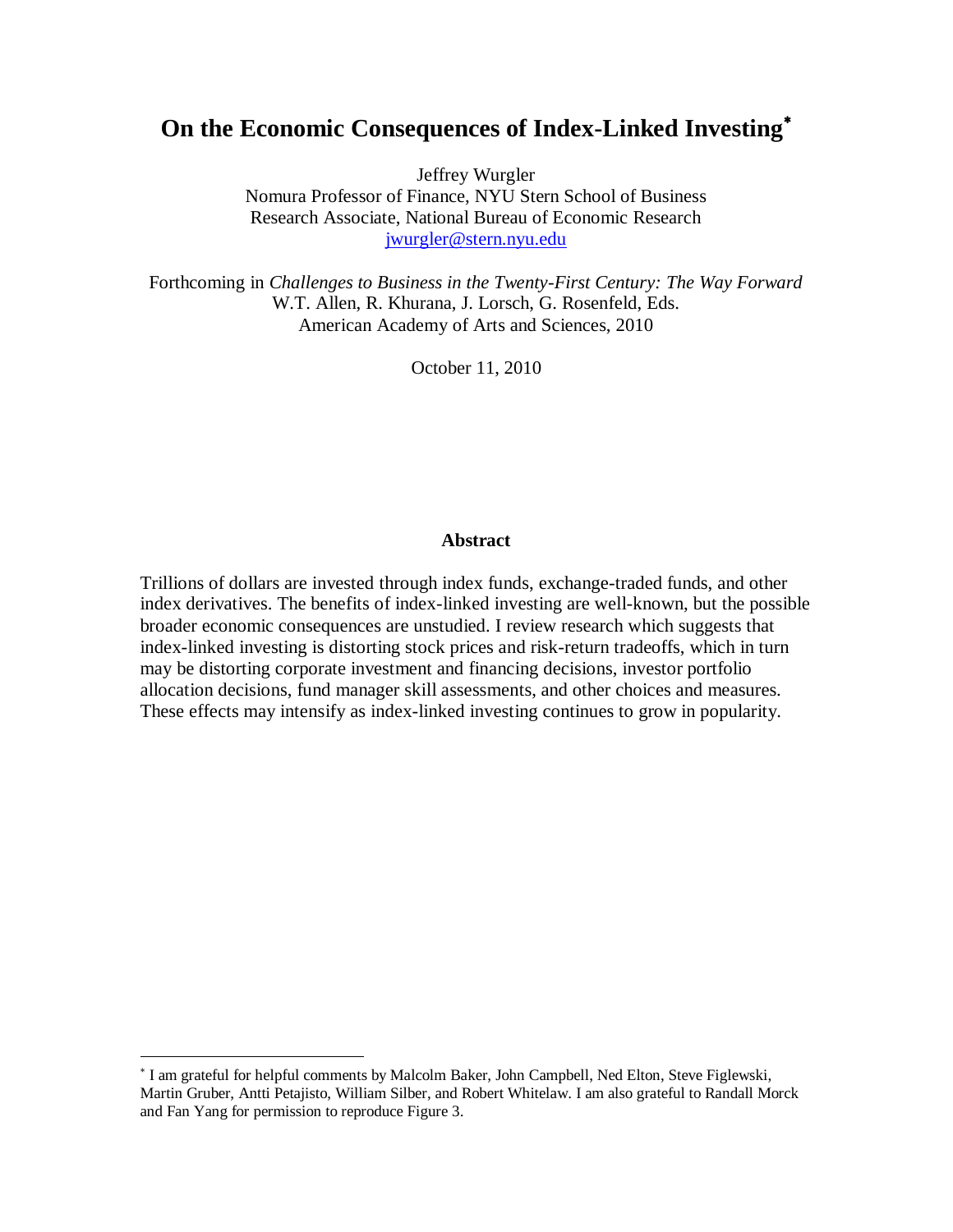# On the Economic Consequences of Index-Linked Investing[*]

Jeffrey Wurgler
Nomura Professor of Finance, NYU Stern School of Business
Research Associate, National Bureau of Economic Research
jwurgler@stern.nyu.edu

Forthcoming in *Challenges to Business in the Twenty-First Century: The Way Forward*
W.T. Allen, R. Khurana, J. Lorsch, G. Rosenfeld, Eds.
American Academy of Arts and Sciences, 2010

October 11, 2010

## Abstract

Trillions of dollars are invested through index funds, exchange-traded funds, and other index derivatives. The benefits of index-linked investing are well-known, but the possible broader economic consequences are unstudied. I review research which suggests that index-linked investing is distorting stock prices and risk-return tradeoffs, which in turn may be distorting corporate investment and financing decisions, investor portfolio allocation decisions, fund manager skill assessments, and other choices and measures. These effects may intensify as index-linked investing continues to grow in popularity.

---

[*] I am grateful for helpful comments by Malcolm Baker, John Campbell, Ned Elton, Steve Figlewski, Martin Gruber, Antti Petajisto, William Silber, and Robert Whitelaw. I am also grateful to Randall Morck and Fan Yang for permission to reproduce Figure 3.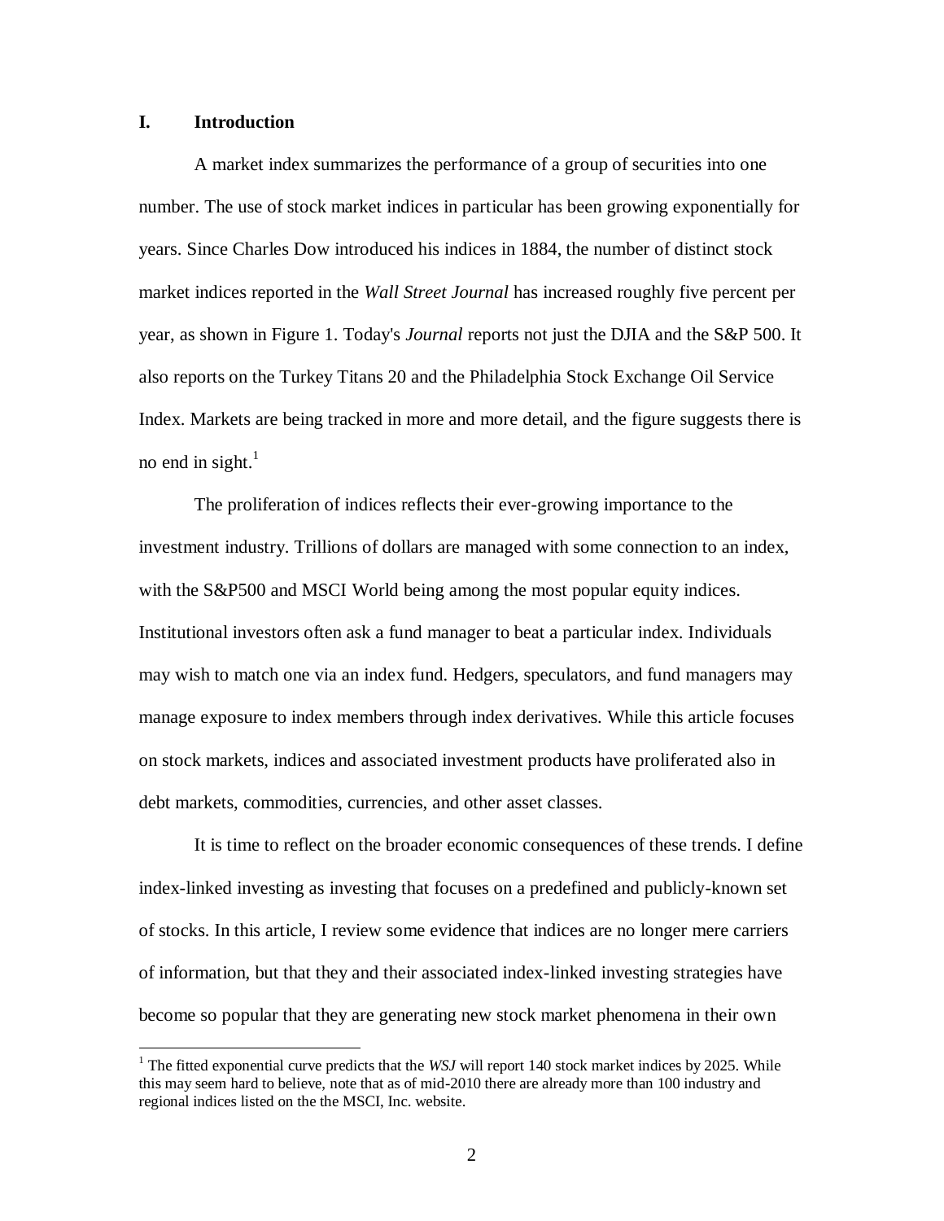## I. Introduction

A market index summarizes the performance of a group of securities into one number. The use of stock market indices in particular has been growing exponentially for years. Since Charles Dow introduced his indices in 1884, the number of distinct stock market indices reported in the *Wall Street Journal* has increased roughly five percent per year, as shown in Figure 1. Today's *Journal* reports not just the DJIA and the S&P 500. It also reports on the Turkey Titans 20 and the Philadelphia Stock Exchange Oil Service Index. Markets are being tracked in more and more detail, and the figure suggests there is no end in sight.[1]

The proliferation of indices reflects their ever-growing importance to the investment industry. Trillions of dollars are managed with some connection to an index, with the S&P500 and MSCI World being among the most popular equity indices. Institutional investors often ask a fund manager to beat a particular index. Individuals may wish to match one via an index fund. Hedgers, speculators, and fund managers may manage exposure to index members through index derivatives. While this article focuses on stock markets, indices and associated investment products have proliferated also in debt markets, commodities, currencies, and other asset classes.

It is time to reflect on the broader economic consequences of these trends. I define index-linked investing as investing that focuses on a predefined and publicly-known set of stocks. In this article, I review some evidence that indices are no longer mere carriers of information, but that they and their associated index-linked investing strategies have become so popular that they are generating new stock market phenomena in their own

---

[1] The fitted exponential curve predicts that the *WSJ* will report 140 stock market indices by 2025. While this may seem hard to believe, note that as of mid-2010 there are already more than 100 industry and regional indices listed on the the MSCI, Inc. website.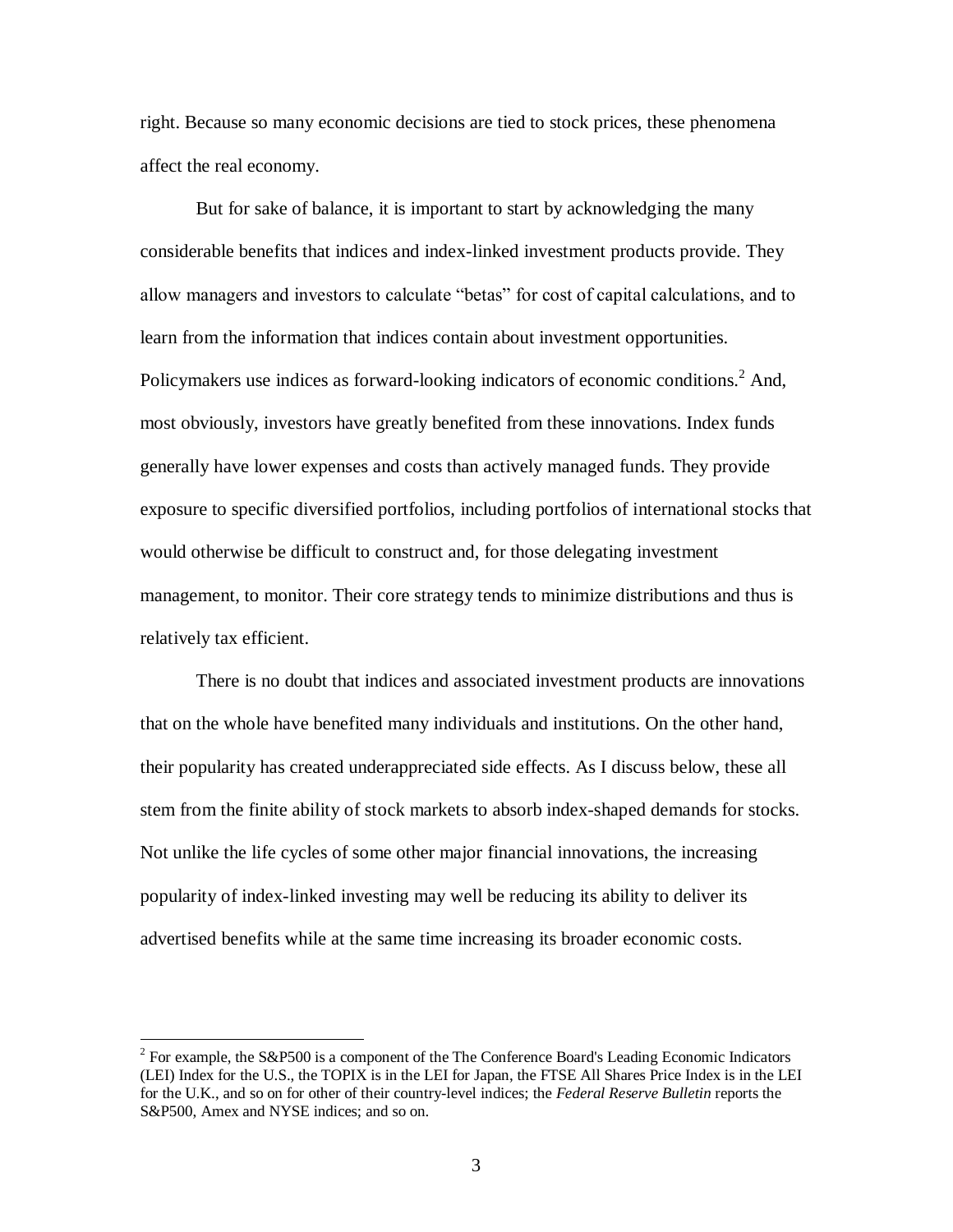right. Because so many economic decisions are tied to stock prices, these phenomena affect the real economy.

But for sake of balance, it is important to start by acknowledging the many considerable benefits that indices and index-linked investment products provide. They allow managers and investors to calculate "betas" for cost of capital calculations, and to learn from the information that indices contain about investment opportunities. Policymakers use indices as forward-looking indicators of economic conditions.[2] And, most obviously, investors have greatly benefited from these innovations. Index funds generally have lower expenses and costs than actively managed funds. They provide exposure to specific diversified portfolios, including portfolios of international stocks that would otherwise be difficult to construct and, for those delegating investment management, to monitor. Their core strategy tends to minimize distributions and thus is relatively tax efficient.

There is no doubt that indices and associated investment products are innovations that on the whole have benefited many individuals and institutions. On the other hand, their popularity has created underappreciated side effects. As I discuss below, these all stem from the finite ability of stock markets to absorb index-shaped demands for stocks. Not unlike the life cycles of some other major financial innovations, the increasing popularity of index-linked investing may well be reducing its ability to deliver its advertised benefits while at the same time increasing its broader economic costs.

---

[2] For example, the S&P500 is a component of the The Conference Board's Leading Economic Indicators (LEI) Index for the U.S., the TOPIX is in the LEI for Japan, the FTSE All Shares Price Index is in the LEI for the U.K., and so on for other of their country-level indices; the *Federal Reserve Bulletin* reports the S&P500, Amex and NYSE indices; and so on.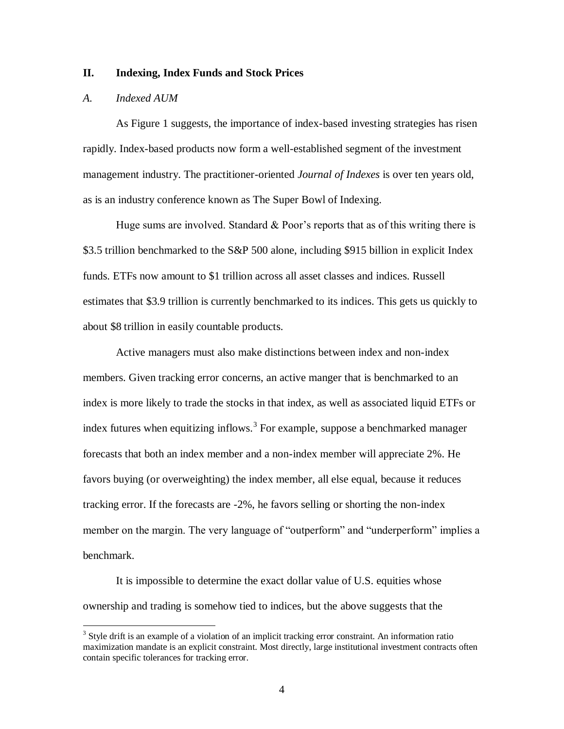## II. Indexing, Index Funds and Stock Prices

### *A. Indexed AUM*

As Figure 1 suggests, the importance of index-based investing strategies has risen rapidly. Index-based products now form a well-established segment of the investment management industry. The practitioner-oriented *Journal of Indexes* is over ten years old, as is an industry conference known as The Super Bowl of Indexing.

Huge sums are involved. Standard & Poor's reports that as of this writing there is $3.5 trillion benchmarked to the S&P 500 alone, including $915 billion in explicit Index funds. ETFs now amount to $1 trillion across all asset classes and indices. Russell estimates that $3.9 trillion is currently benchmarked to its indices. This gets us quickly to about $8 trillion in easily countable products.

Active managers must also make distinctions between index and non-index members. Given tracking error concerns, an active manger that is benchmarked to an index is more likely to trade the stocks in that index, as well as associated liquid ETFs or index futures when equitizing inflows.[3] For example, suppose a benchmarked manager forecasts that both an index member and a non-index member will appreciate 2%. He favors buying (or overweighting) the index member, all else equal, because it reduces tracking error. If the forecasts are -2%, he favors selling or shorting the non-index member on the margin. The very language of "outperform" and "underperform" implies a benchmark.

It is impossible to determine the exact dollar value of U.S. equities whose ownership and trading is somehow tied to indices, but the above suggests that the

[3] Style drift is an example of a violation of an implicit tracking error constraint. An information ratio maximization mandate is an explicit constraint. Most directly, large institutional investment contracts often contain specific tolerances for tracking error.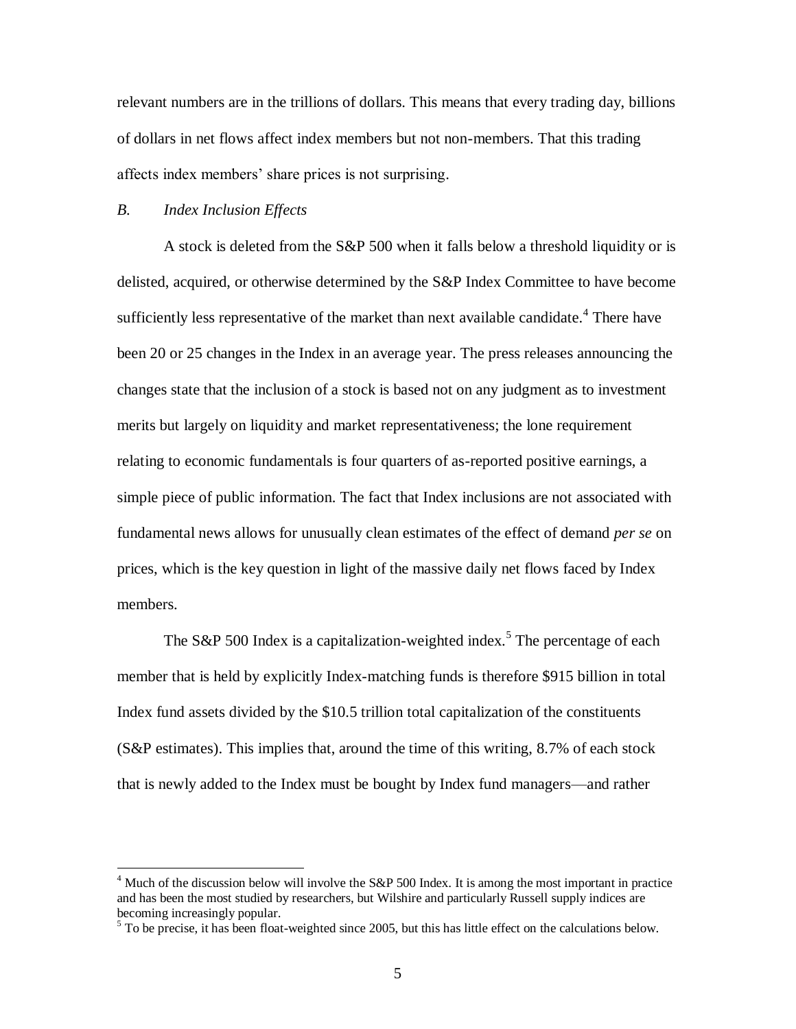relevant numbers are in the trillions of dollars. This means that every trading day, billions of dollars in net flows affect index members but not non-members. That this trading affects index members' share prices is not surprising.

### *B. Index Inclusion Effects*

A stock is deleted from the S&P 500 when it falls below a threshold liquidity or is delisted, acquired, or otherwise determined by the S&P Index Committee to have become sufficiently less representative of the market than next available candidate.[4] There have been 20 or 25 changes in the Index in an average year. The press releases announcing the changes state that the inclusion of a stock is based not on any judgment as to investment merits but largely on liquidity and market representativeness; the lone requirement relating to economic fundamentals is four quarters of as-reported positive earnings, a simple piece of public information. The fact that Index inclusions are not associated with fundamental news allows for unusually clean estimates of the effect of demand *per se* on prices, which is the key question in light of the massive daily net flows faced by Index members.

The S&P 500 Index is a capitalization-weighted index.[5] The percentage of each member that is held by explicitly Index-matching funds is therefore $915 billion in total Index fund assets divided by the $10.5 trillion total capitalization of the constituents (S&P estimates). This implies that, around the time of this writing, 8.7% of each stock that is newly added to the Index must be bought by Index fund managers—and rather

---

[4] Much of the discussion below will involve the S&P 500 Index. It is among the most important in practice and has been the most studied by researchers, but Wilshire and particularly Russell supply indices are becoming increasingly popular.

[5] To be precise, it has been float-weighted since 2005, but this has little effect on the calculations below.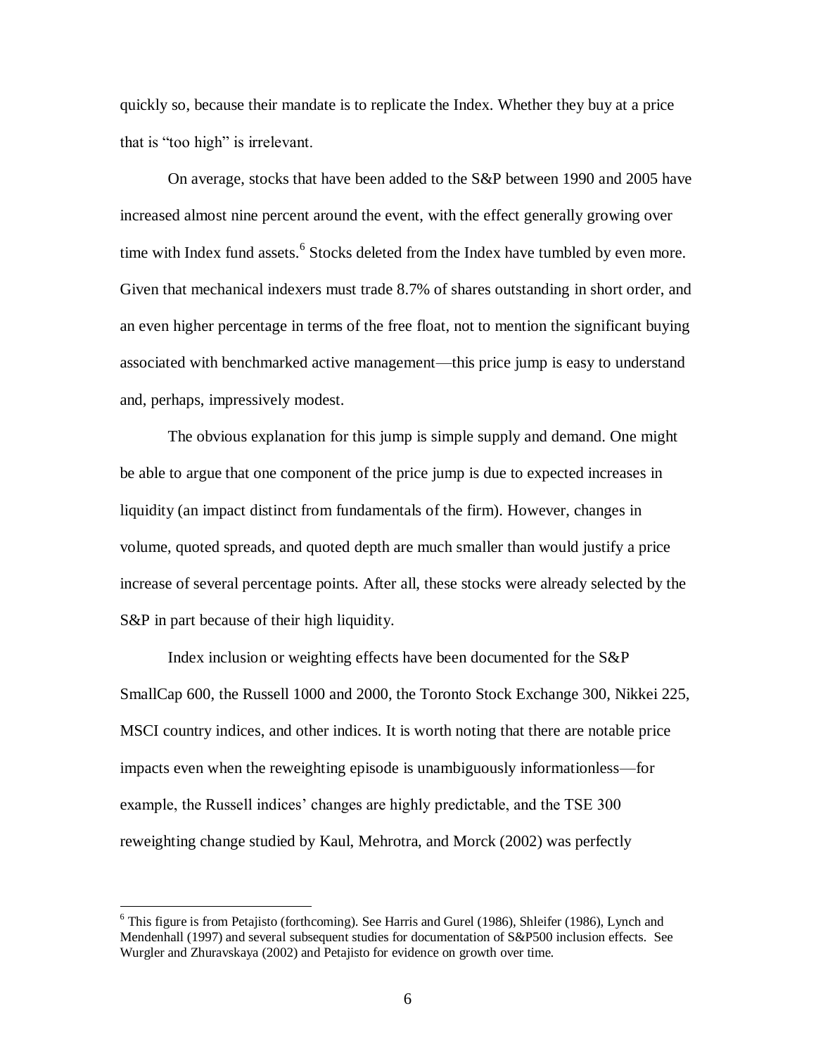quickly so, because their mandate is to replicate the Index. Whether they buy at a price that is "too high" is irrelevant.

On average, stocks that have been added to the S&P between 1990 and 2005 have increased almost nine percent around the event, with the effect generally growing over time with Index fund assets.[6] Stocks deleted from the Index have tumbled by even more. Given that mechanical indexers must trade 8.7% of shares outstanding in short order, and an even higher percentage in terms of the free float, not to mention the significant buying associated with benchmarked active management—this price jump is easy to understand and, perhaps, impressively modest.

The obvious explanation for this jump is simple supply and demand. One might be able to argue that one component of the price jump is due to expected increases in liquidity (an impact distinct from fundamentals of the firm). However, changes in volume, quoted spreads, and quoted depth are much smaller than would justify a price increase of several percentage points. After all, these stocks were already selected by the S&P in part because of their high liquidity.

Index inclusion or weighting effects have been documented for the S&P SmallCap 600, the Russell 1000 and 2000, the Toronto Stock Exchange 300, Nikkei 225, MSCI country indices, and other indices. It is worth noting that there are notable price impacts even when the reweighting episode is unambiguously informationless—for example, the Russell indices' changes are highly predictable, and the TSE 300 reweighting change studied by Kaul, Mehrotra, and Morck (2002) was perfectly

[6] This figure is from Petajisto (forthcoming). See Harris and Gurel (1986), Shleifer (1986), Lynch and Mendenhall (1997) and several subsequent studies for documentation of S&P500 inclusion effects. See Wurgler and Zhuravskaya (2002) and Petajisto for evidence on growth over time.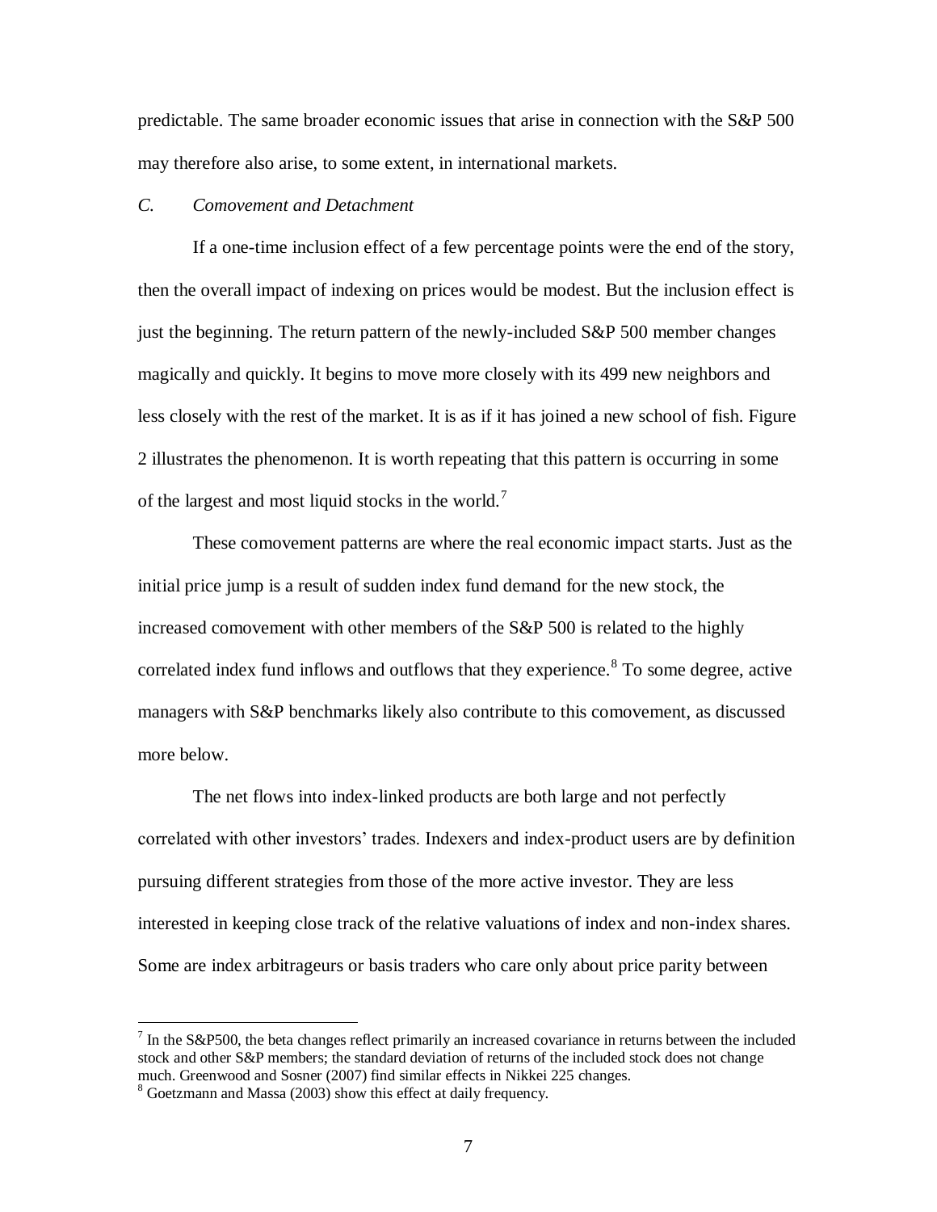predictable. The same broader economic issues that arise in connection with the S&P 500 may therefore also arise, to some extent, in international markets.

### *C. Comovement and Detachment*

If a one-time inclusion effect of a few percentage points were the end of the story, then the overall impact of indexing on prices would be modest. But the inclusion effect is just the beginning. The return pattern of the newly-included S&P 500 member changes magically and quickly. It begins to move more closely with its 499 new neighbors and less closely with the rest of the market. It is as if it has joined a new school of fish. Figure 2 illustrates the phenomenon. It is worth repeating that this pattern is occurring in some of the largest and most liquid stocks in the world.[7]

These comovement patterns are where the real economic impact starts. Just as the initial price jump is a result of sudden index fund demand for the new stock, the increased comovement with other members of the S&P 500 is related to the highly correlated index fund inflows and outflows that they experience.[8] To some degree, active managers with S&P benchmarks likely also contribute to this comovement, as discussed more below.

The net flows into index-linked products are both large and not perfectly correlated with other investors' trades. Indexers and index-product users are by definition pursuing different strategies from those of the more active investor. They are less interested in keeping close track of the relative valuations of index and non-index shares. Some are index arbitrageurs or basis traders who care only about price parity between

---

[7] In the S&P500, the beta changes reflect primarily an increased covariance in returns between the included stock and other S&P members; the standard deviation of returns of the included stock does not change much. Greenwood and Sosner (2007) find similar effects in Nikkei 225 changes.

[8] Goetzmann and Massa (2003) show this effect at daily frequency.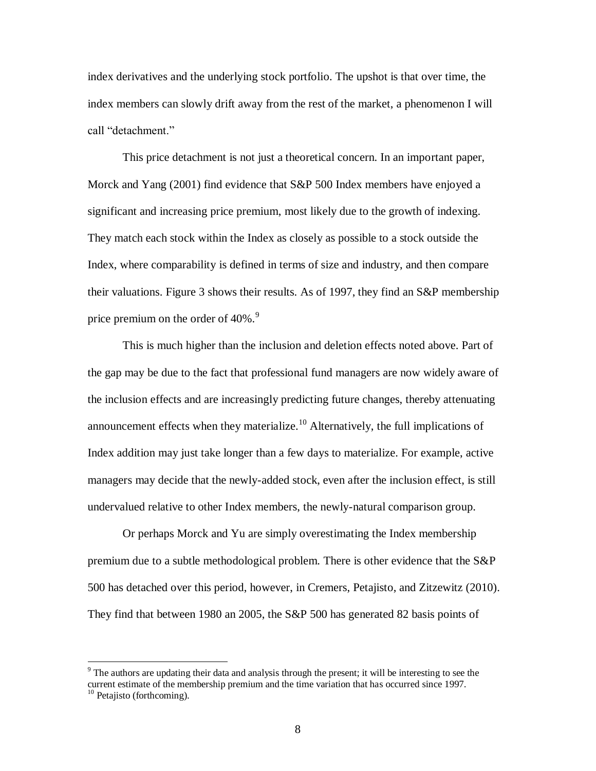index derivatives and the underlying stock portfolio. The upshot is that over time, the index members can slowly drift away from the rest of the market, a phenomenon I will call "detachment."

This price detachment is not just a theoretical concern. In an important paper, Morck and Yang (2001) find evidence that S&P 500 Index members have enjoyed a significant and increasing price premium, most likely due to the growth of indexing. They match each stock within the Index as closely as possible to a stock outside the Index, where comparability is defined in terms of size and industry, and then compare their valuations. Figure 3 shows their results. As of 1997, they find an S&P membership price premium on the order of 40%.[9]

This is much higher than the inclusion and deletion effects noted above. Part of the gap may be due to the fact that professional fund managers are now widely aware of the inclusion effects and are increasingly predicting future changes, thereby attenuating announcement effects when they materialize.[10] Alternatively, the full implications of Index addition may just take longer than a few days to materialize. For example, active managers may decide that the newly-added stock, even after the inclusion effect, is still undervalued relative to other Index members, the newly-natural comparison group.

Or perhaps Morck and Yu are simply overestimating the Index membership premium due to a subtle methodological problem. There is other evidence that the S&P 500 has detached over this period, however, in Cremers, Petajisto, and Zitzewitz (2010). They find that between 1980 an 2005, the S&P 500 has generated 82 basis points of

[9] The authors are updating their data and analysis through the present; it will be interesting to see the current estimate of the membership premium and the time variation that has occurred since 1997.

[10] Petajisto (forthcoming).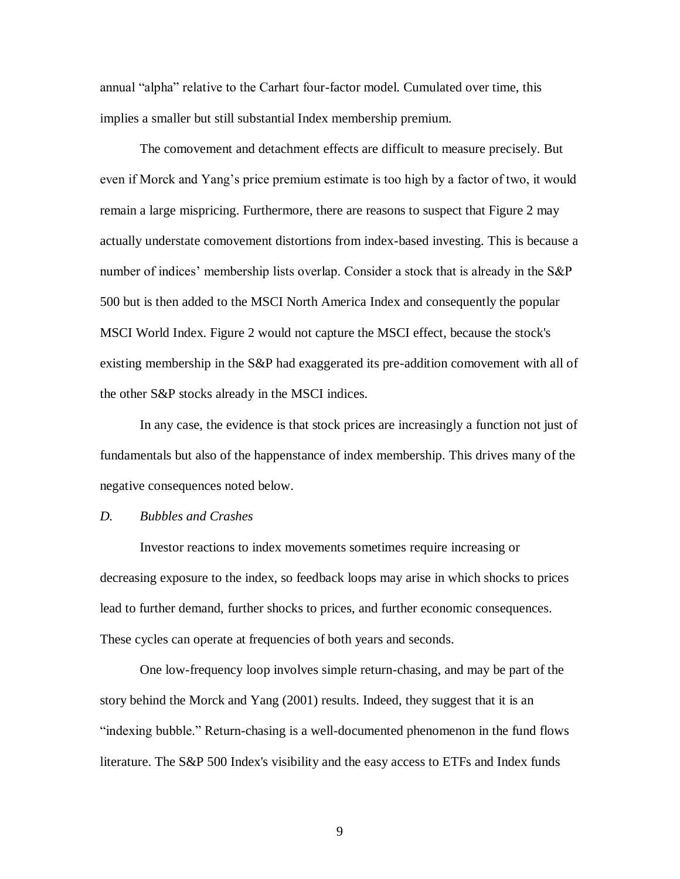annual "alpha" relative to the Carhart four-factor model. Cumulated over time, this implies a smaller but still substantial Index membership premium.

The comovement and detachment effects are difficult to measure precisely. But even if Morck and Yang's price premium estimate is too high by a factor of two, it would remain a large mispricing. Furthermore, there are reasons to suspect that Figure 2 may actually understate comovement distortions from index-based investing. This is because a number of indices' membership lists overlap. Consider a stock that is already in the S&P 500 but is then added to the MSCI North America Index and consequently the popular MSCI World Index. Figure 2 would not capture the MSCI effect, because the stock's existing membership in the S&P had exaggerated its pre-addition comovement with all of the other S&P stocks already in the MSCI indices.

In any case, the evidence is that stock prices are increasingly a function not just of fundamentals but also of the happenstance of index membership. This drives many of the negative consequences noted below.

### *D. Bubbles and Crashes*

Investor reactions to index movements sometimes require increasing or decreasing exposure to the index, so feedback loops may arise in which shocks to prices lead to further demand, further shocks to prices, and further economic consequences. These cycles can operate at frequencies of both years and seconds.

One low-frequency loop involves simple return-chasing, and may be part of the story behind the Morck and Yang (2001) results. Indeed, they suggest that it is an "indexing bubble." Return-chasing is a well-documented phenomenon in the fund flows literature. The S&P 500 Index's visibility and the easy access to ETFs and Index funds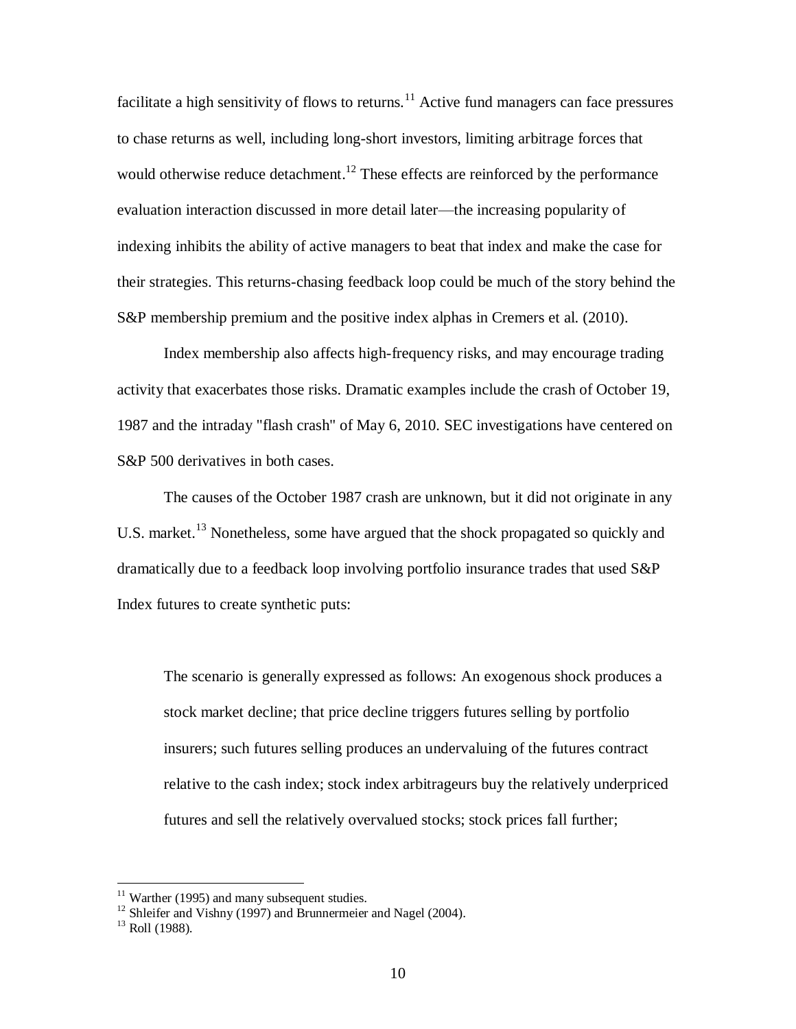facilitate a high sensitivity of flows to returns.[11] Active fund managers can face pressures to chase returns as well, including long-short investors, limiting arbitrage forces that would otherwise reduce detachment.[12] These effects are reinforced by the performance evaluation interaction discussed in more detail later—the increasing popularity of indexing inhibits the ability of active managers to beat that index and make the case for their strategies. This returns-chasing feedback loop could be much of the story behind the S&P membership premium and the positive index alphas in Cremers et al. (2010).

Index membership also affects high-frequency risks, and may encourage trading activity that exacerbates those risks. Dramatic examples include the crash of October 19, 1987 and the intraday "flash crash" of May 6, 2010. SEC investigations have centered on S&P 500 derivatives in both cases.

The causes of the October 1987 crash are unknown, but it did not originate in any U.S. market.[13] Nonetheless, some have argued that the shock propagated so quickly and dramatically due to a feedback loop involving portfolio insurance trades that used S&P Index futures to create synthetic puts:

> The scenario is generally expressed as follows: An exogenous shock produces a stock market decline; that price decline triggers futures selling by portfolio insurers; such futures selling produces an undervaluing of the futures contract relative to the cash index; stock index arbitrageurs buy the relatively underpriced futures and sell the relatively overvalued stocks; stock prices fall further;

---

[11] Warther (1995) and many subsequent studies.

[12] Shleifer and Vishny (1997) and Brunnermeier and Nagel (2004).

[13] Roll (1988).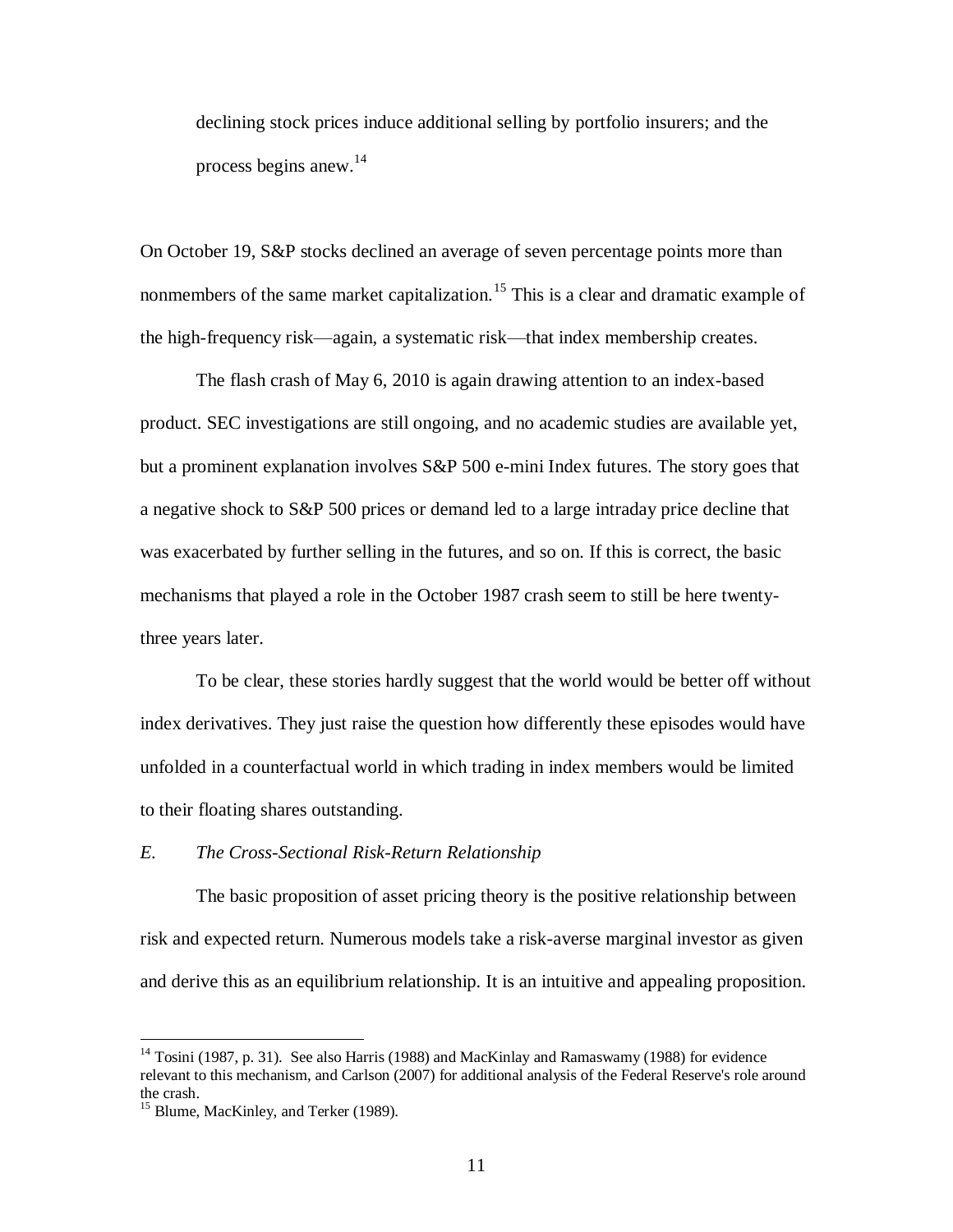declining stock prices induce additional selling by portfolio insurers; and the process begins anew.[14]

On October 19, S&P stocks declined an average of seven percentage points more than nonmembers of the same market capitalization.[15] This is a clear and dramatic example of the high-frequency risk—again, a systematic risk—that index membership creates.

The flash crash of May 6, 2010 is again drawing attention to an index-based product. SEC investigations are still ongoing, and no academic studies are available yet, but a prominent explanation involves S&P 500 e-mini Index futures. The story goes that a negative shock to S&P 500 prices or demand led to a large intraday price decline that was exacerbated by further selling in the futures, and so on. If this is correct, the basic mechanisms that played a role in the October 1987 crash seem to still be here twenty-three years later.

To be clear, these stories hardly suggest that the world would be better off without index derivatives. They just raise the question how differently these episodes would have unfolded in a counterfactual world in which trading in index members would be limited to their floating shares outstanding.

### *E. The Cross-Sectional Risk-Return Relationship*

The basic proposition of asset pricing theory is the positive relationship between risk and expected return. Numerous models take a risk-averse marginal investor as given and derive this as an equilibrium relationship. It is an intuitive and appealing proposition.

---

[14] Tosini (1987, p. 31). See also Harris (1988) and MacKinlay and Ramaswamy (1988) for evidence relevant to this mechanism, and Carlson (2007) for additional analysis of the Federal Reserve's role around the crash.

[15] Blume, MacKinley, and Terker (1989).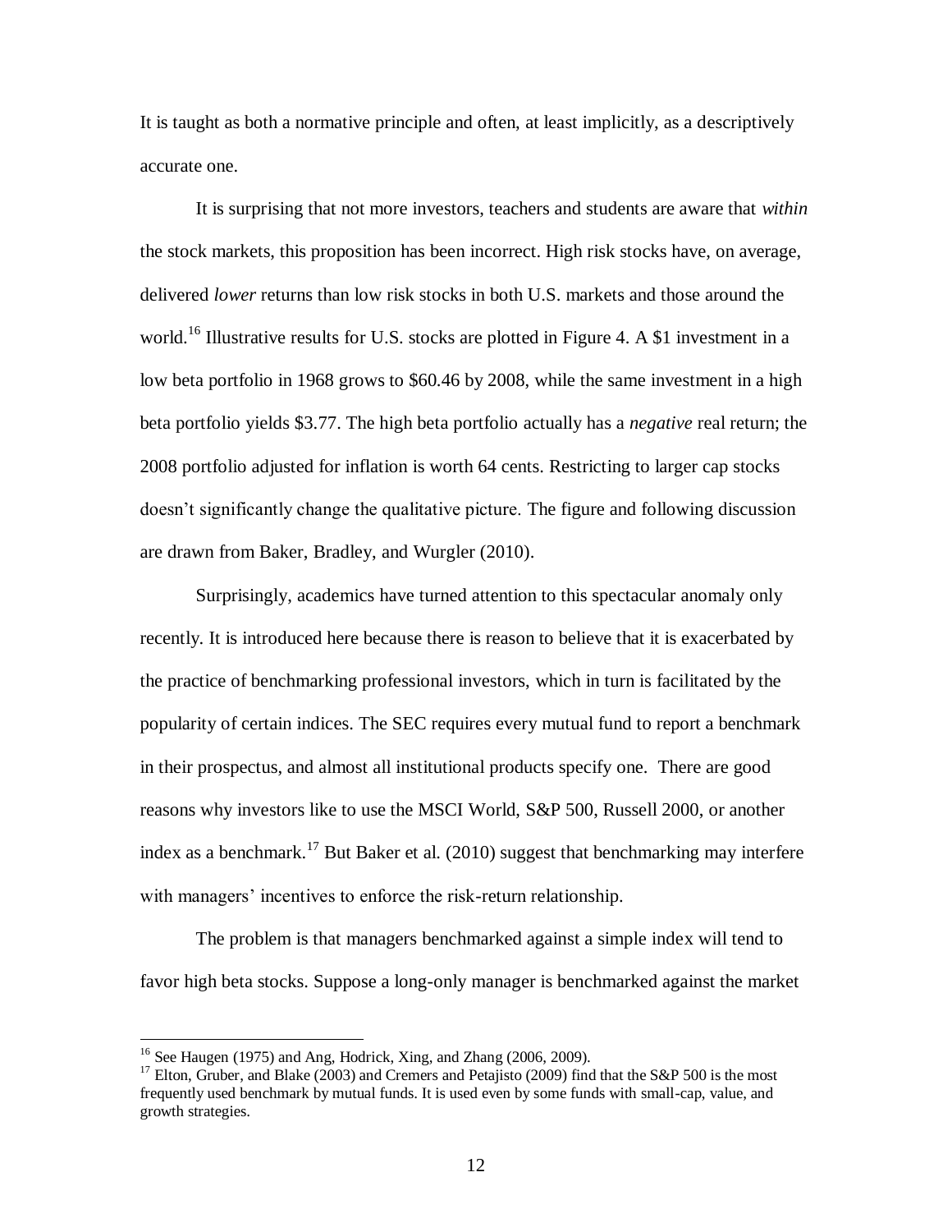It is taught as both a normative principle and often, at least implicitly, as a descriptively accurate one.

It is surprising that not more investors, teachers and students are aware that *within* the stock markets, this proposition has been incorrect. High risk stocks have, on average, delivered *lower* returns than low risk stocks in both U.S. markets and those around the world.[16] Illustrative results for U.S. stocks are plotted in Figure 4. A $1 investment in a low beta portfolio in 1968 grows to $60.46 by 2008, while the same investment in a high beta portfolio yields $3.77. The high beta portfolio actually has a *negative* real return; the 2008 portfolio adjusted for inflation is worth 64 cents. Restricting to larger cap stocks doesn't significantly change the qualitative picture. The figure and following discussion are drawn from Baker, Bradley, and Wurgler (2010).

Surprisingly, academics have turned attention to this spectacular anomaly only recently. It is introduced here because there is reason to believe that it is exacerbated by the practice of benchmarking professional investors, which in turn is facilitated by the popularity of certain indices. The SEC requires every mutual fund to report a benchmark in their prospectus, and almost all institutional products specify one. There are good reasons why investors like to use the MSCI World, S&P 500, Russell 2000, or another index as a benchmark.[17] But Baker et al. (2010) suggest that benchmarking may interfere with managers' incentives to enforce the risk-return relationship.

The problem is that managers benchmarked against a simple index will tend to favor high beta stocks. Suppose a long-only manager is benchmarked against the market

---

[16] See Haugen (1975) and Ang, Hodrick, Xing, and Zhang (2006, 2009).

[17] Elton, Gruber, and Blake (2003) and Cremers and Petajisto (2009) find that the S&P 500 is the most frequently used benchmark by mutual funds. It is used even by some funds with small-cap, value, and growth strategies.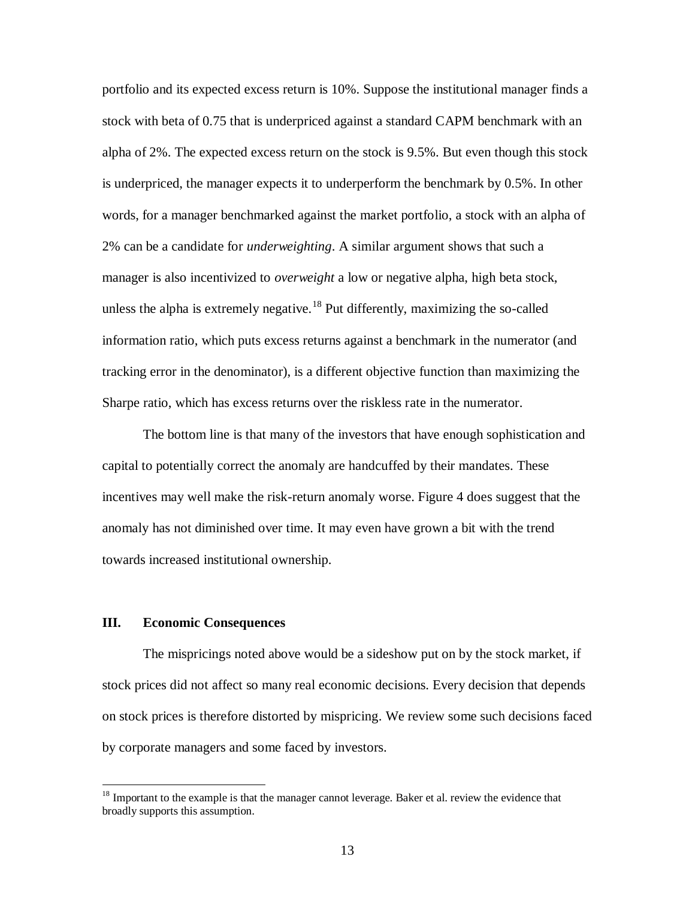portfolio and its expected excess return is 10%. Suppose the institutional manager finds a stock with beta of 0.75 that is underpriced against a standard CAPM benchmark with an alpha of 2%. The expected excess return on the stock is 9.5%. But even though this stock is underpriced, the manager expects it to underperform the benchmark by 0.5%. In other words, for a manager benchmarked against the market portfolio, a stock with an alpha of 2% can be a candidate for *underweighting*. A similar argument shows that such a manager is also incentivized to *overweight* a low or negative alpha, high beta stock, unless the alpha is extremely negative.[18] Put differently, maximizing the so-called information ratio, which puts excess returns against a benchmark in the numerator (and tracking error in the denominator), is a different objective function than maximizing the Sharpe ratio, which has excess returns over the riskless rate in the numerator.

The bottom line is that many of the investors that have enough sophistication and capital to potentially correct the anomaly are handcuffed by their mandates. These incentives may well make the risk-return anomaly worse. Figure 4 does suggest that the anomaly has not diminished over time. It may even have grown a bit with the trend towards increased institutional ownership.

## III. Economic Consequences

The mispricings noted above would be a sideshow put on by the stock market, if stock prices did not affect so many real economic decisions. Every decision that depends on stock prices is therefore distorted by mispricing. We review some such decisions faced by corporate managers and some faced by investors.

[18] Important to the example is that the manager cannot leverage. Baker et al. review the evidence that broadly supports this assumption.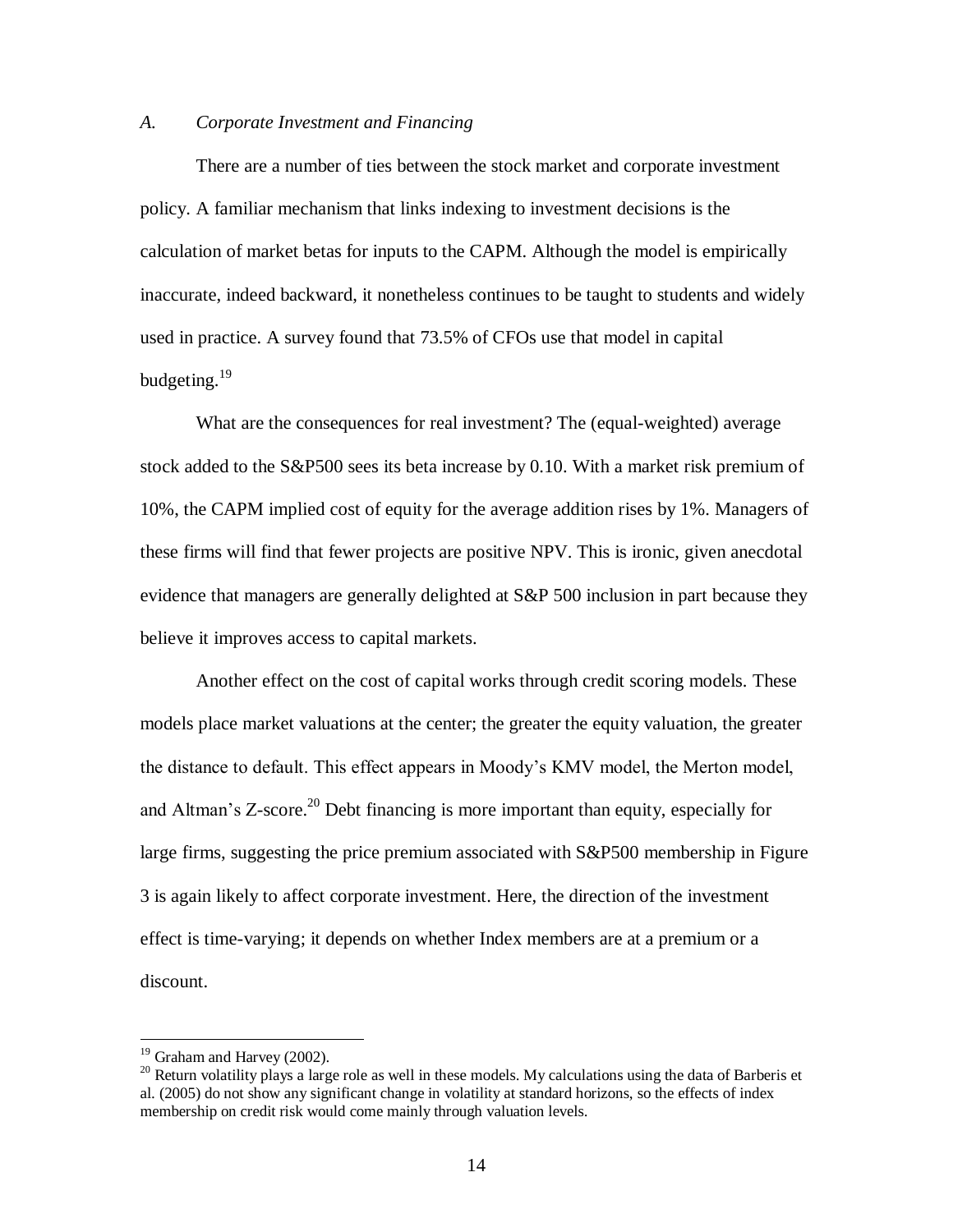### *A. Corporate Investment and Financing*

There are a number of ties between the stock market and corporate investment policy. A familiar mechanism that links indexing to investment decisions is the calculation of market betas for inputs to the CAPM. Although the model is empirically inaccurate, indeed backward, it nonetheless continues to be taught to students and widely used in practice. A survey found that 73.5% of CFOs use that model in capital budgeting.[19]

What are the consequences for real investment? The (equal-weighted) average stock added to the S&P500 sees its beta increase by 0.10. With a market risk premium of 10%, the CAPM implied cost of equity for the average addition rises by 1%. Managers of these firms will find that fewer projects are positive NPV. This is ironic, given anecdotal evidence that managers are generally delighted at S&P 500 inclusion in part because they believe it improves access to capital markets.

Another effect on the cost of capital works through credit scoring models. These models place market valuations at the center; the greater the equity valuation, the greater the distance to default. This effect appears in Moody's KMV model, the Merton model, and Altman's Z-score.[20] Debt financing is more important than equity, especially for large firms, suggesting the price premium associated with S&P500 membership in Figure 3 is again likely to affect corporate investment. Here, the direction of the investment effect is time-varying; it depends on whether Index members are at a premium or a discount.

---

[19] Graham and Harvey (2002).

[20] Return volatility plays a large role as well in these models. My calculations using the data of Barberis et al. (2005) do not show any significant change in volatility at standard horizons, so the effects of index membership on credit risk would come mainly through valuation levels.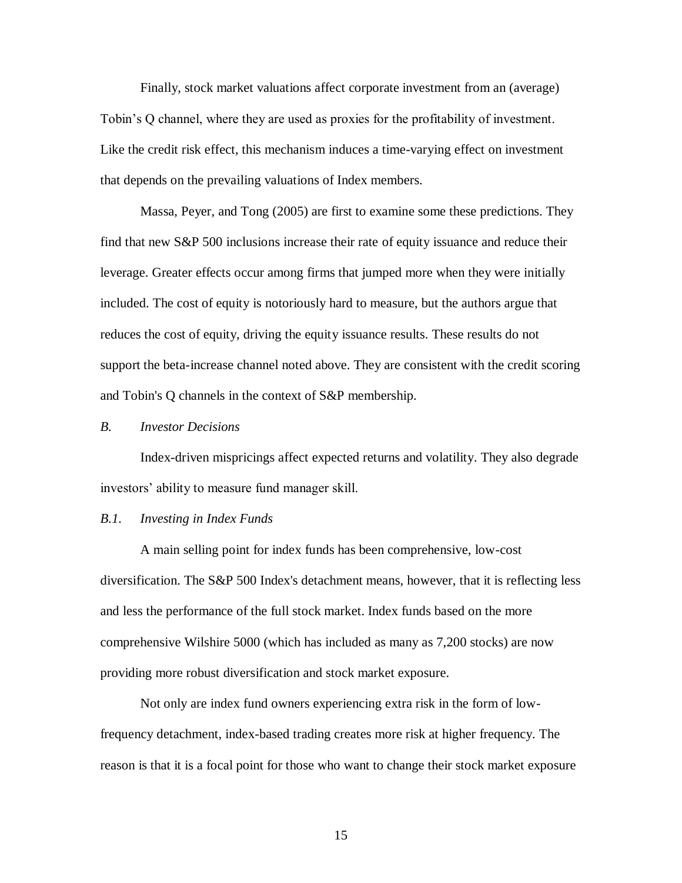Finally, stock market valuations affect corporate investment from an (average) Tobin's Q channel, where they are used as proxies for the profitability of investment. Like the credit risk effect, this mechanism induces a time-varying effect on investment that depends on the prevailing valuations of Index members.

Massa, Peyer, and Tong (2005) are first to examine some these predictions. They find that new S&P 500 inclusions increase their rate of equity issuance and reduce their leverage. Greater effects occur among firms that jumped more when they were initially included. The cost of equity is notoriously hard to measure, but the authors argue that reduces the cost of equity, driving the equity issuance results. These results do not support the beta-increase channel noted above. They are consistent with the credit scoring and Tobin's Q channels in the context of S&P membership.

### *B. Investor Decisions*

Index-driven mispricings affect expected returns and volatility. They also degrade investors' ability to measure fund manager skill.

#### *B.1. Investing in Index Funds*

A main selling point for index funds has been comprehensive, low-cost diversification. The S&P 500 Index's detachment means, however, that it is reflecting less and less the performance of the full stock market. Index funds based on the more comprehensive Wilshire 5000 (which has included as many as 7,200 stocks) are now providing more robust diversification and stock market exposure.

Not only are index fund owners experiencing extra risk in the form of low-frequency detachment, index-based trading creates more risk at higher frequency. The reason is that it is a focal point for those who want to change their stock market exposure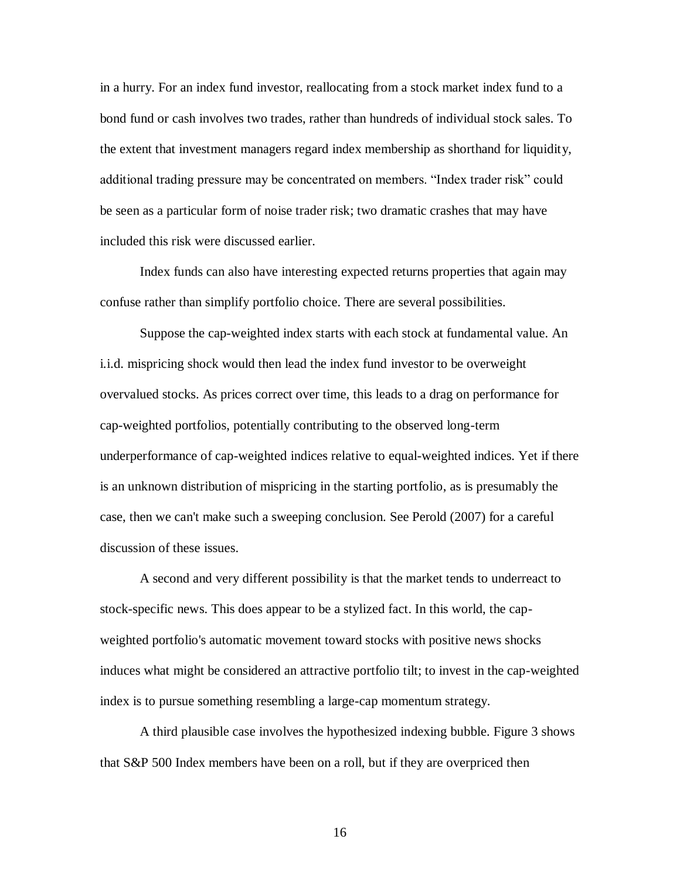in a hurry. For an index fund investor, reallocating from a stock market index fund to a bond fund or cash involves two trades, rather than hundreds of individual stock sales. To the extent that investment managers regard index membership as shorthand for liquidity, additional trading pressure may be concentrated on members. "Index trader risk" could be seen as a particular form of noise trader risk; two dramatic crashes that may have included this risk were discussed earlier.

Index funds can also have interesting expected returns properties that again may confuse rather than simplify portfolio choice. There are several possibilities.

Suppose the cap-weighted index starts with each stock at fundamental value. An i.i.d. mispricing shock would then lead the index fund investor to be overweight overvalued stocks. As prices correct over time, this leads to a drag on performance for cap-weighted portfolios, potentially contributing to the observed long-term underperformance of cap-weighted indices relative to equal-weighted indices. Yet if there is an unknown distribution of mispricing in the starting portfolio, as is presumably the case, then we can't make such a sweeping conclusion. See Perold (2007) for a careful discussion of these issues.

A second and very different possibility is that the market tends to underreact to stock-specific news. This does appear to be a stylized fact. In this world, the cap-weighted portfolio's automatic movement toward stocks with positive news shocks induces what might be considered an attractive portfolio tilt; to invest in the cap-weighted index is to pursue something resembling a large-cap momentum strategy.

A third plausible case involves the hypothesized indexing bubble. Figure 3 shows that S&P 500 Index members have been on a roll, but if they are overpriced then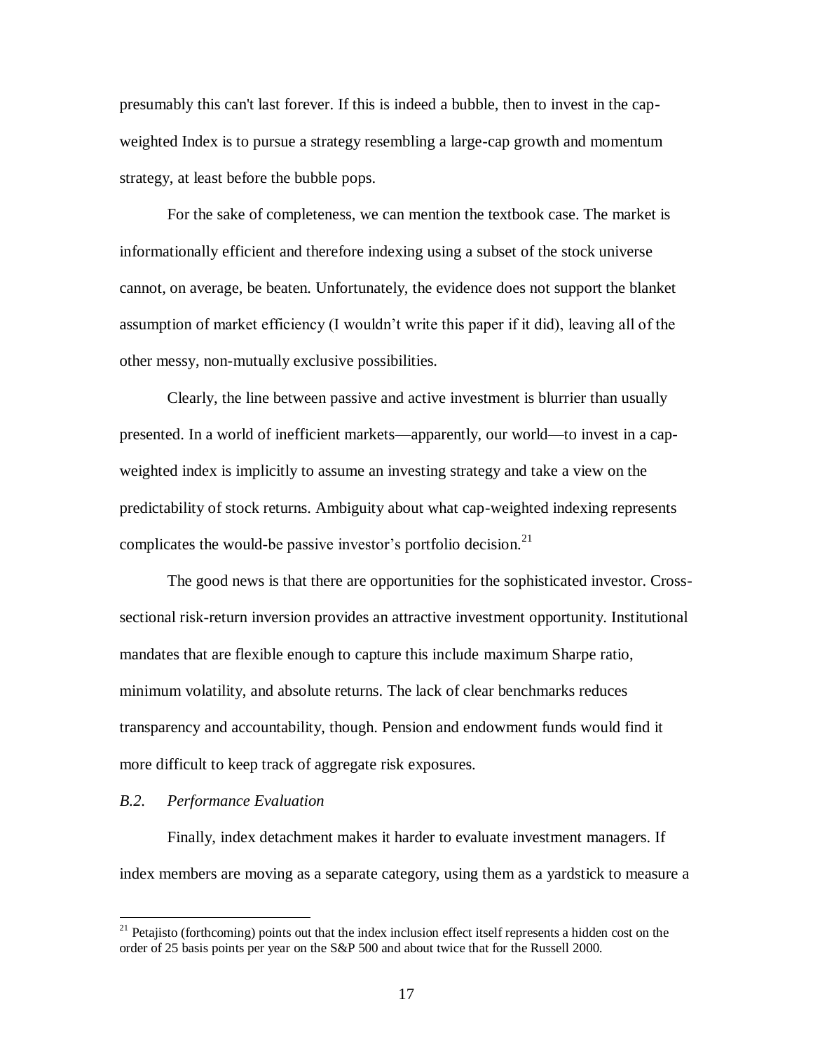presumably this can't last forever. If this is indeed a bubble, then to invest in the cap-weighted Index is to pursue a strategy resembling a large-cap growth and momentum strategy, at least before the bubble pops.

For the sake of completeness, we can mention the textbook case. The market is informationally efficient and therefore indexing using a subset of the stock universe cannot, on average, be beaten. Unfortunately, the evidence does not support the blanket assumption of market efficiency (I wouldn't write this paper if it did), leaving all of the other messy, non-mutually exclusive possibilities.

Clearly, the line between passive and active investment is blurrier than usually presented. In a world of inefficient markets—apparently, our world—to invest in a cap-weighted index is implicitly to assume an investing strategy and take a view on the predictability of stock returns. Ambiguity about what cap-weighted indexing represents complicates the would-be passive investor's portfolio decision.[21]

The good news is that there are opportunities for the sophisticated investor. Cross-sectional risk-return inversion provides an attractive investment opportunity. Institutional mandates that are flexible enough to capture this include maximum Sharpe ratio, minimum volatility, and absolute returns. The lack of clear benchmarks reduces transparency and accountability, though. Pension and endowment funds would find it more difficult to keep track of aggregate risk exposures.

### *B.2. Performance Evaluation*

Finally, index detachment makes it harder to evaluate investment managers. If index members are moving as a separate category, using them as a yardstick to measure a

---

[21] Petajisto (forthcoming) points out that the index inclusion effect itself represents a hidden cost on the order of 25 basis points per year on the S&P 500 and about twice that for the Russell 2000.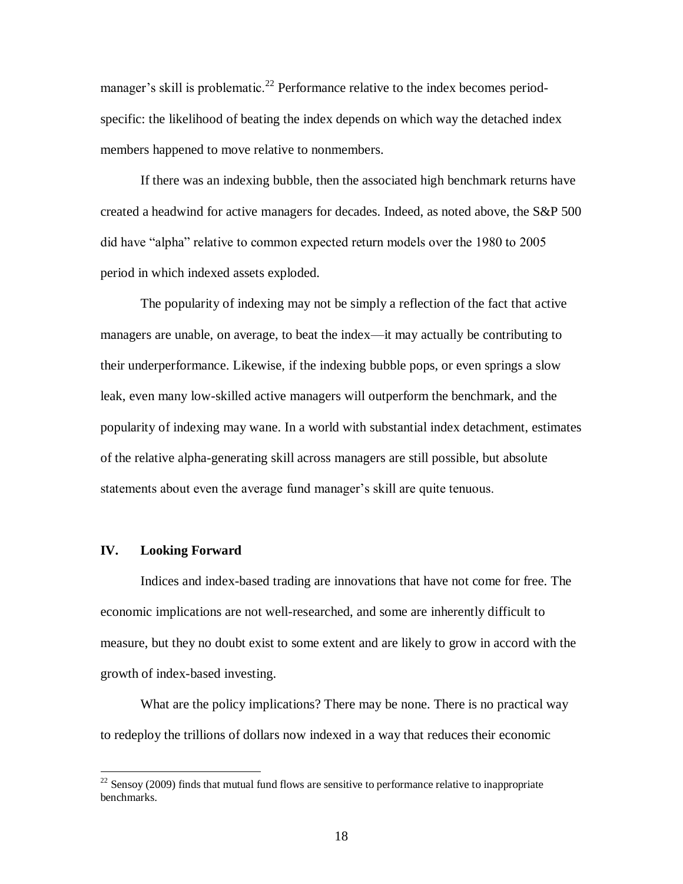manager's skill is problematic.[22] Performance relative to the index becomes period-specific: the likelihood of beating the index depends on which way the detached index members happened to move relative to nonmembers.

If there was an indexing bubble, then the associated high benchmark returns have created a headwind for active managers for decades. Indeed, as noted above, the S&P 500 did have "alpha" relative to common expected return models over the 1980 to 2005 period in which indexed assets exploded.

The popularity of indexing may not be simply a reflection of the fact that active managers are unable, on average, to beat the index—it may actually be contributing to their underperformance. Likewise, if the indexing bubble pops, or even springs a slow leak, even many low-skilled active managers will outperform the benchmark, and the popularity of indexing may wane. In a world with substantial index detachment, estimates of the relative alpha-generating skill across managers are still possible, but absolute statements about even the average fund manager's skill are quite tenuous.

## IV. Looking Forward

Indices and index-based trading are innovations that have not come for free. The economic implications are not well-researched, and some are inherently difficult to measure, but they no doubt exist to some extent and are likely to grow in accord with the growth of index-based investing.

What are the policy implications? There may be none. There is no practical way to redeploy the trillions of dollars now indexed in a way that reduces their economic

---

[22] Sensoy (2009) finds that mutual fund flows are sensitive to performance relative to inappropriate benchmarks.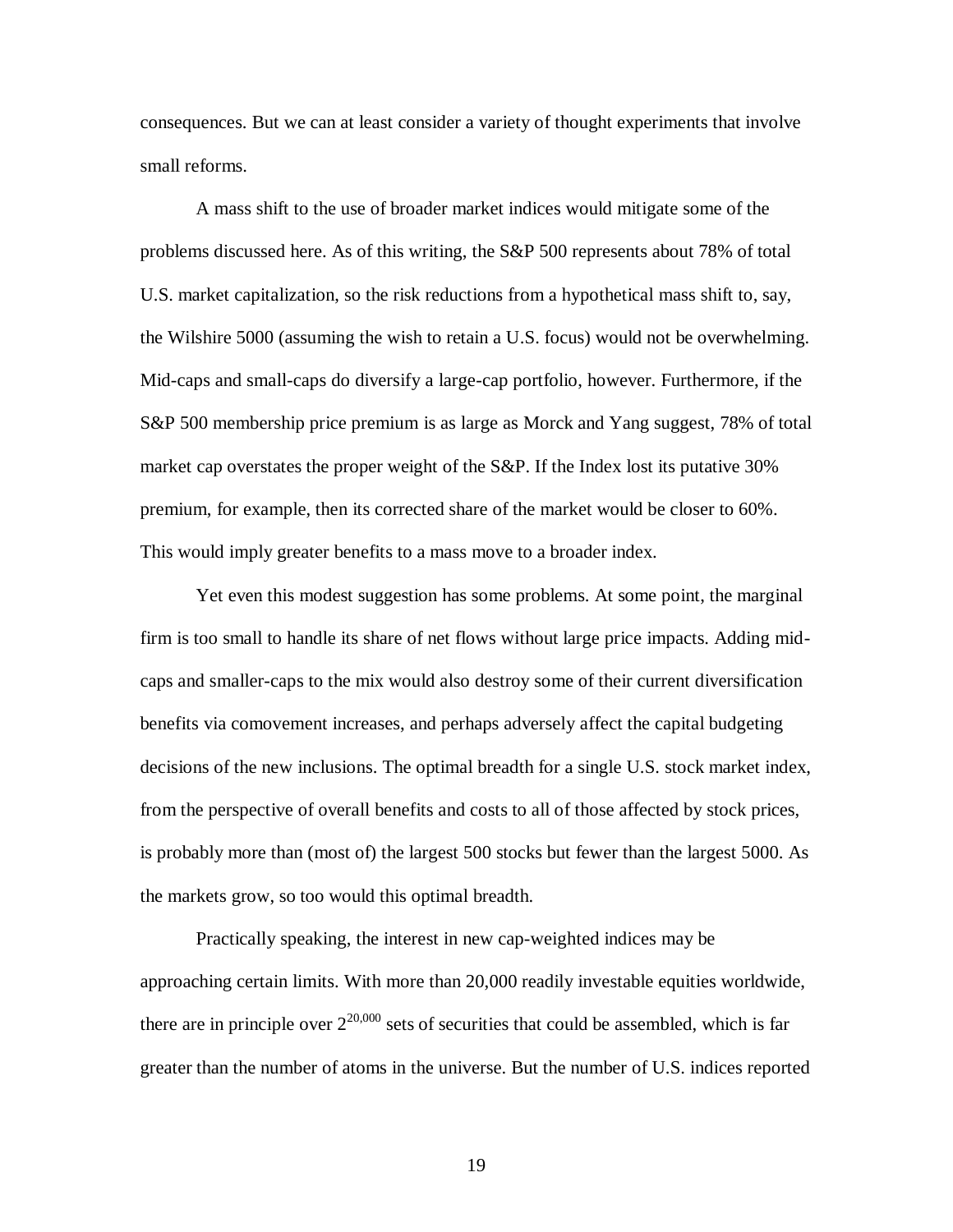consequences. But we can at least consider a variety of thought experiments that involve small reforms.

A mass shift to the use of broader market indices would mitigate some of the problems discussed here. As of this writing, the S&P 500 represents about 78% of total U.S. market capitalization, so the risk reductions from a hypothetical mass shift to, say, the Wilshire 5000 (assuming the wish to retain a U.S. focus) would not be overwhelming. Mid-caps and small-caps do diversify a large-cap portfolio, however. Furthermore, if the S&P 500 membership price premium is as large as Morck and Yang suggest, 78% of total market cap overstates the proper weight of the S&P. If the Index lost its putative 30% premium, for example, then its corrected share of the market would be closer to 60%. This would imply greater benefits to a mass move to a broader index.

Yet even this modest suggestion has some problems. At some point, the marginal firm is too small to handle its share of net flows without large price impacts. Adding mid-caps and smaller-caps to the mix would also destroy some of their current diversification benefits via comovement increases, and perhaps adversely affect the capital budgeting decisions of the new inclusions. The optimal breadth for a single U.S. stock market index, from the perspective of overall benefits and costs to all of those affected by stock prices, is probably more than (most of) the largest 500 stocks but fewer than the largest 5000. As the markets grow, so too would this optimal breadth.

Practically speaking, the interest in new cap-weighted indices may be approaching certain limits. With more than 20,000 readily investable equities worldwide, there are in principle over $2^{20,000}$ sets of securities that could be assembled, which is far greater than the number of atoms in the universe. But the number of U.S. indices reported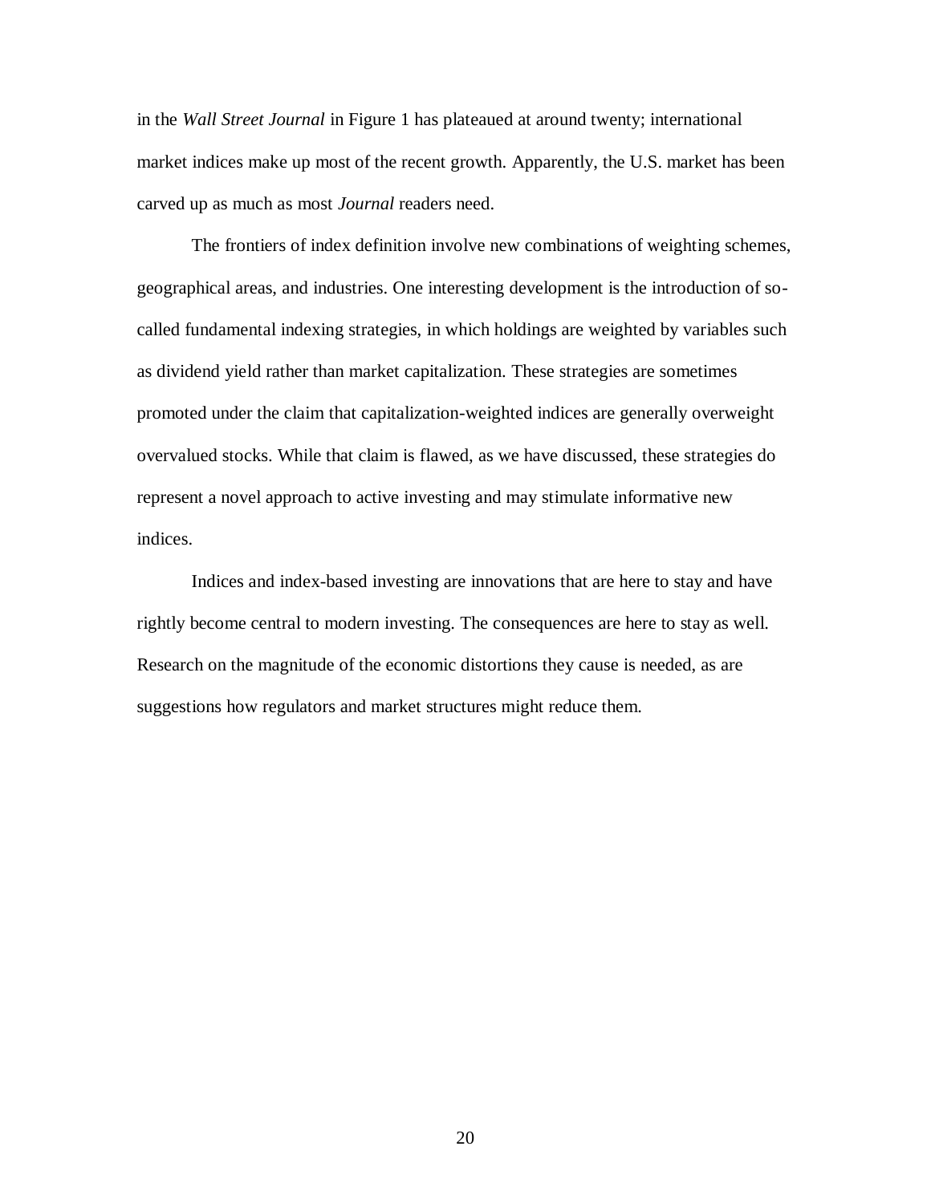in the *Wall Street Journal* in Figure 1 has plateaued at around twenty; international market indices make up most of the recent growth. Apparently, the U.S. market has been carved up as much as most *Journal* readers need.

The frontiers of index definition involve new combinations of weighting schemes, geographical areas, and industries. One interesting development is the introduction of so-called fundamental indexing strategies, in which holdings are weighted by variables such as dividend yield rather than market capitalization. These strategies are sometimes promoted under the claim that capitalization-weighted indices are generally overweight overvalued stocks. While that claim is flawed, as we have discussed, these strategies do represent a novel approach to active investing and may stimulate informative new indices.

Indices and index-based investing are innovations that are here to stay and have rightly become central to modern investing. The consequences are here to stay as well. Research on the magnitude of the economic distortions they cause is needed, as are suggestions how regulators and market structures might reduce them.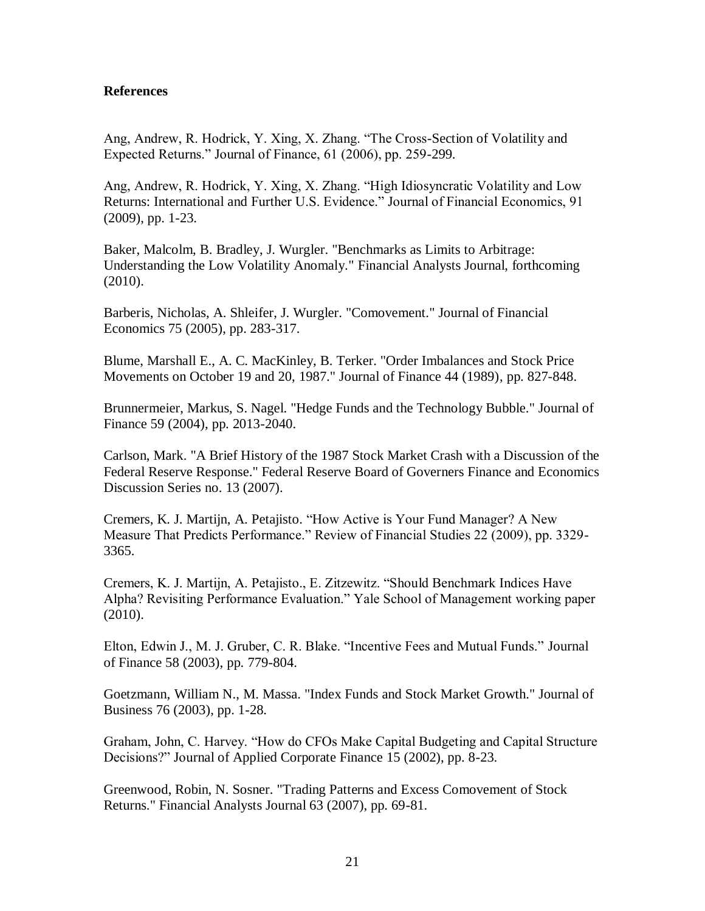**References**

Ang, Andrew, R. Hodrick, Y. Xing, X. Zhang. “The Cross-Section of Volatility and Expected Returns.” Journal of Finance, 61 (2006), pp. 259-299.

Ang, Andrew, R. Hodrick, Y. Xing, X. Zhang. “High Idiosyncratic Volatility and Low Returns: International and Further U.S. Evidence.” Journal of Financial Economics, 91 (2009), pp. 1-23.

Baker, Malcolm, B. Bradley, J. Wurgler. "Benchmarks as Limits to Arbitrage: Understanding the Low Volatility Anomaly." Financial Analysts Journal, forthcoming (2010).

Barberis, Nicholas, A. Shleifer, J. Wurgler. "Comovement." Journal of Financial Economics 75 (2005), pp. 283-317.

Blume, Marshall E., A. C. MacKinley, B. Terker. "Order Imbalances and Stock Price Movements on October 19 and 20, 1987." Journal of Finance 44 (1989), pp. 827-848.

Brunnermeier, Markus, S. Nagel. "Hedge Funds and the Technology Bubble." Journal of Finance 59 (2004), pp. 2013-2040.

Carlson, Mark. "A Brief History of the 1987 Stock Market Crash with a Discussion of the Federal Reserve Response." Federal Reserve Board of Governers Finance and Economics Discussion Series no. 13 (2007).

Cremers, K. J. Martijn, A. Petajisto. “How Active is Your Fund Manager? A New Measure That Predicts Performance.” Review of Financial Studies 22 (2009), pp. 3329-3365.

Cremers, K. J. Martijn, A. Petajisto., E. Zitzewitz. “Should Benchmark Indices Have Alpha? Revisiting Performance Evaluation.” Yale School of Management working paper (2010).

Elton, Edwin J., M. J. Gruber, C. R. Blake. “Incentive Fees and Mutual Funds.” Journal of Finance 58 (2003), pp. 779-804.

Goetzmann, William N., M. Massa. "Index Funds and Stock Market Growth." Journal of Business 76 (2003), pp. 1-28.

Graham, John, C. Harvey. “How do CFOs Make Capital Budgeting and Capital Structure Decisions?” Journal of Applied Corporate Finance 15 (2002), pp. 8-23.

Greenwood, Robin, N. Sosner. "Trading Patterns and Excess Comovement of Stock Returns." Financial Analysts Journal 63 (2007), pp. 69-81.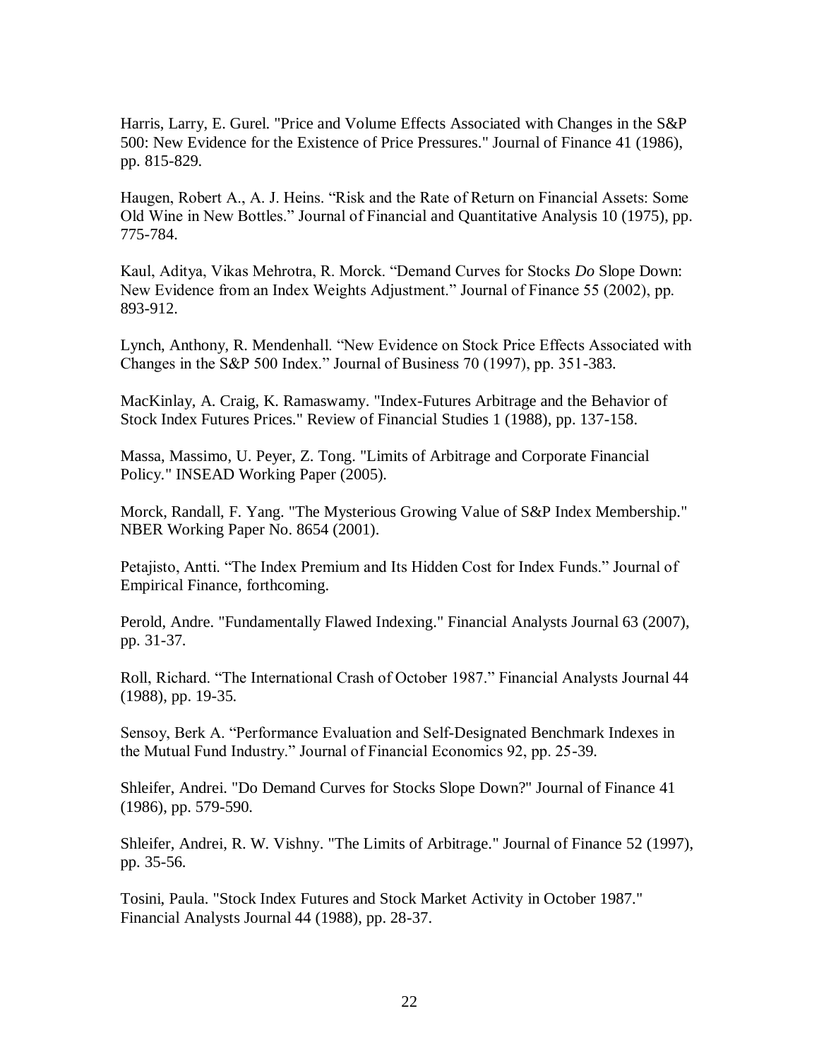Harris, Larry, E. Gurel. "Price and Volume Effects Associated with Changes in the S&P 500: New Evidence for the Existence of Price Pressures." Journal of Finance 41 (1986), pp. 815-829.

Haugen, Robert A., A. J. Heins. "Risk and the Rate of Return on Financial Assets: Some Old Wine in New Bottles." Journal of Financial and Quantitative Analysis 10 (1975), pp. 775-784.

Kaul, Aditya, Vikas Mehrotra, R. Morck. "Demand Curves for Stocks *Do* Slope Down: New Evidence from an Index Weights Adjustment." Journal of Finance 55 (2002), pp. 893-912.

Lynch, Anthony, R. Mendenhall. "New Evidence on Stock Price Effects Associated with Changes in the S&P 500 Index." Journal of Business 70 (1997), pp. 351-383.

MacKinlay, A. Craig, K. Ramaswamy. "Index-Futures Arbitrage and the Behavior of Stock Index Futures Prices." Review of Financial Studies 1 (1988), pp. 137-158.

Massa, Massimo, U. Peyer, Z. Tong. "Limits of Arbitrage and Corporate Financial Policy." INSEAD Working Paper (2005).

Morck, Randall, F. Yang. "The Mysterious Growing Value of S&P Index Membership." NBER Working Paper No. 8654 (2001).

Petajisto, Antti. "The Index Premium and Its Hidden Cost for Index Funds." Journal of Empirical Finance, forthcoming.

Perold, Andre. "Fundamentally Flawed Indexing." Financial Analysts Journal 63 (2007), pp. 31-37.

Roll, Richard. "The International Crash of October 1987." Financial Analysts Journal 44 (1988), pp. 19-35.

Sensoy, Berk A. "Performance Evaluation and Self-Designated Benchmark Indexes in the Mutual Fund Industry." Journal of Financial Economics 92, pp. 25-39.

Shleifer, Andrei. "Do Demand Curves for Stocks Slope Down?" Journal of Finance 41 (1986), pp. 579-590.

Shleifer, Andrei, R. W. Vishny. "The Limits of Arbitrage." Journal of Finance 52 (1997), pp. 35-56.

Tosini, Paula. "Stock Index Futures and Stock Market Activity in October 1987." Financial Analysts Journal 44 (1988), pp. 28-37.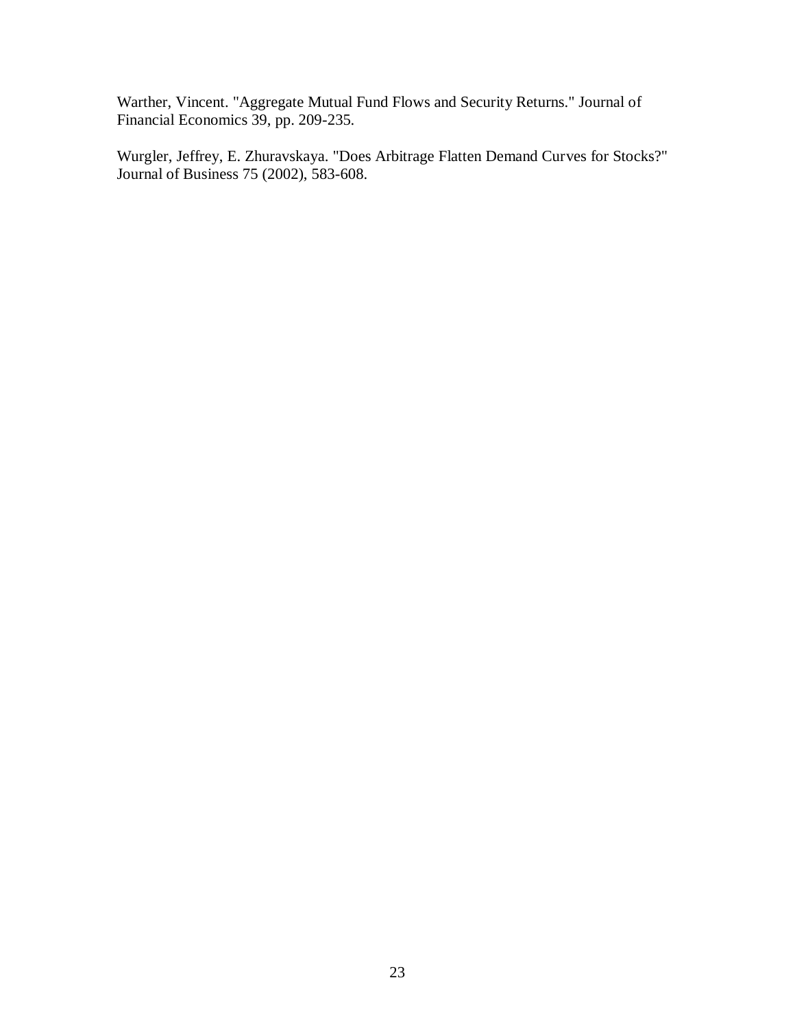Warther, Vincent. "Aggregate Mutual Fund Flows and Security Returns." Journal of Financial Economics 39, pp. 209-235.

Wurgler, Jeffrey, E. Zhuravskaya. "Does Arbitrage Flatten Demand Curves for Stocks?" Journal of Business 75 (2002), 583-608.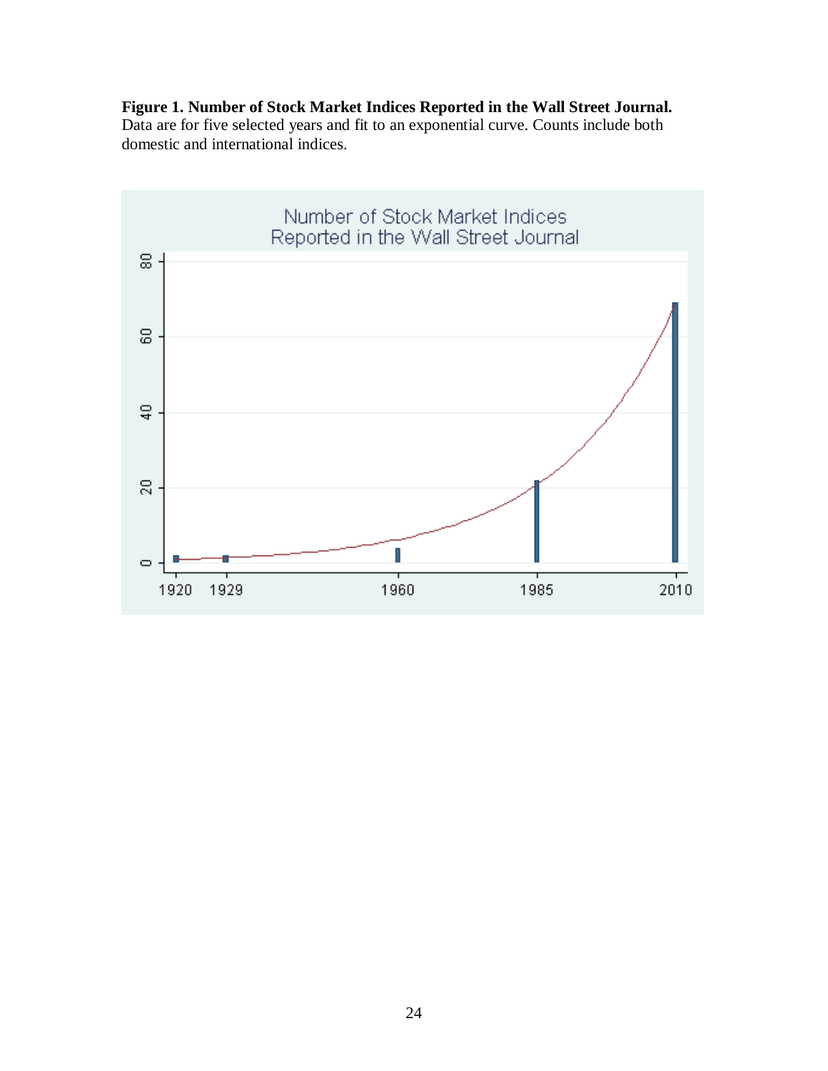**Figure 1. Number of Stock Market Indices Reported in the Wall Street Journal.** Data are for five selected years and fit to an exponential curve. Counts include both domestic and international indices.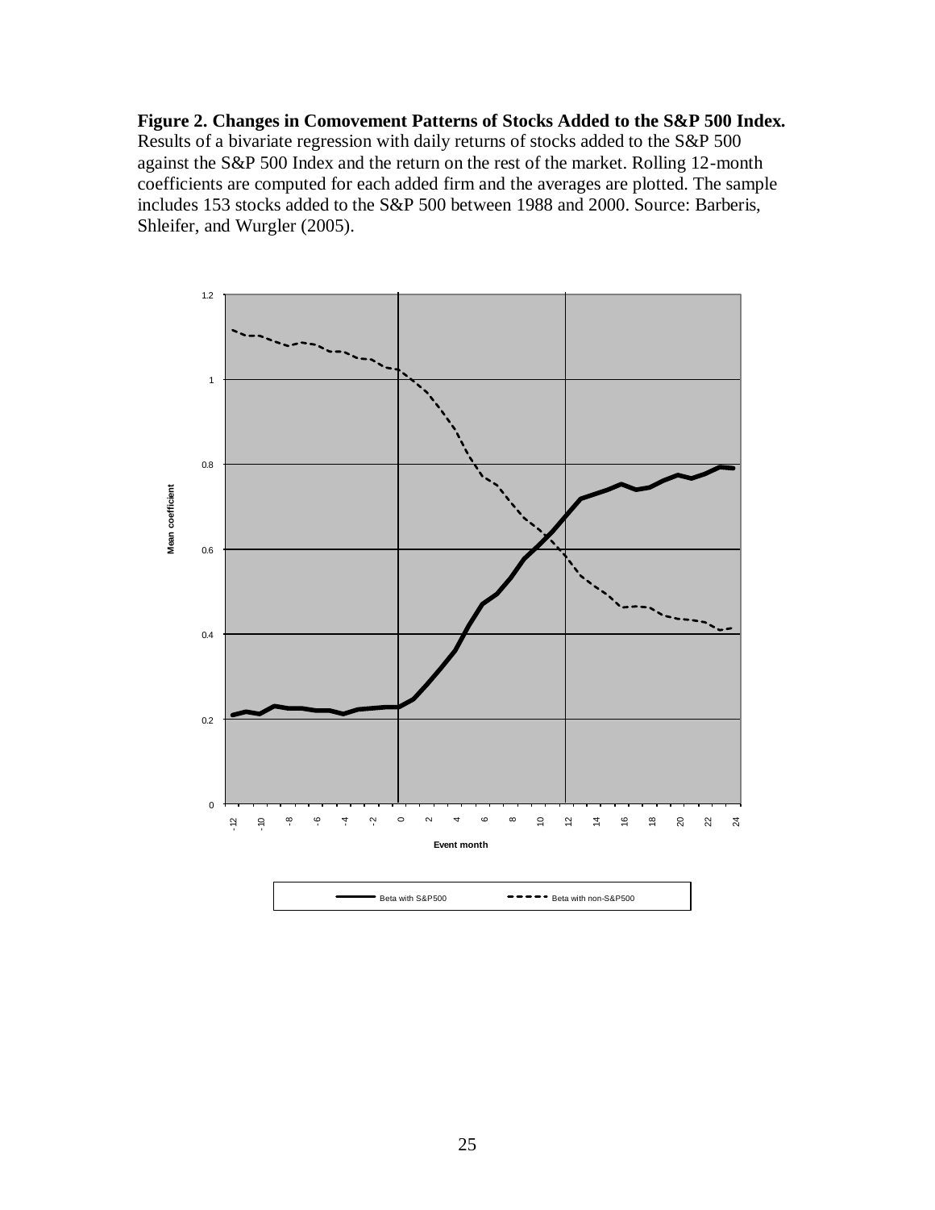**Figure 2. Changes in Comovement Patterns of Stocks Added to the S&P 500 Index.** Results of a bivariate regression with daily returns of stocks added to the S&P 500 against the S&P 500 Index and the return on the rest of the market. Rolling 12-month coefficients are computed for each added firm and the averages are plotted. The sample includes 153 stocks added to the S&P 500 between 1988 and 2000. Source: Barberis, Shleifer, and Wurgler (2005).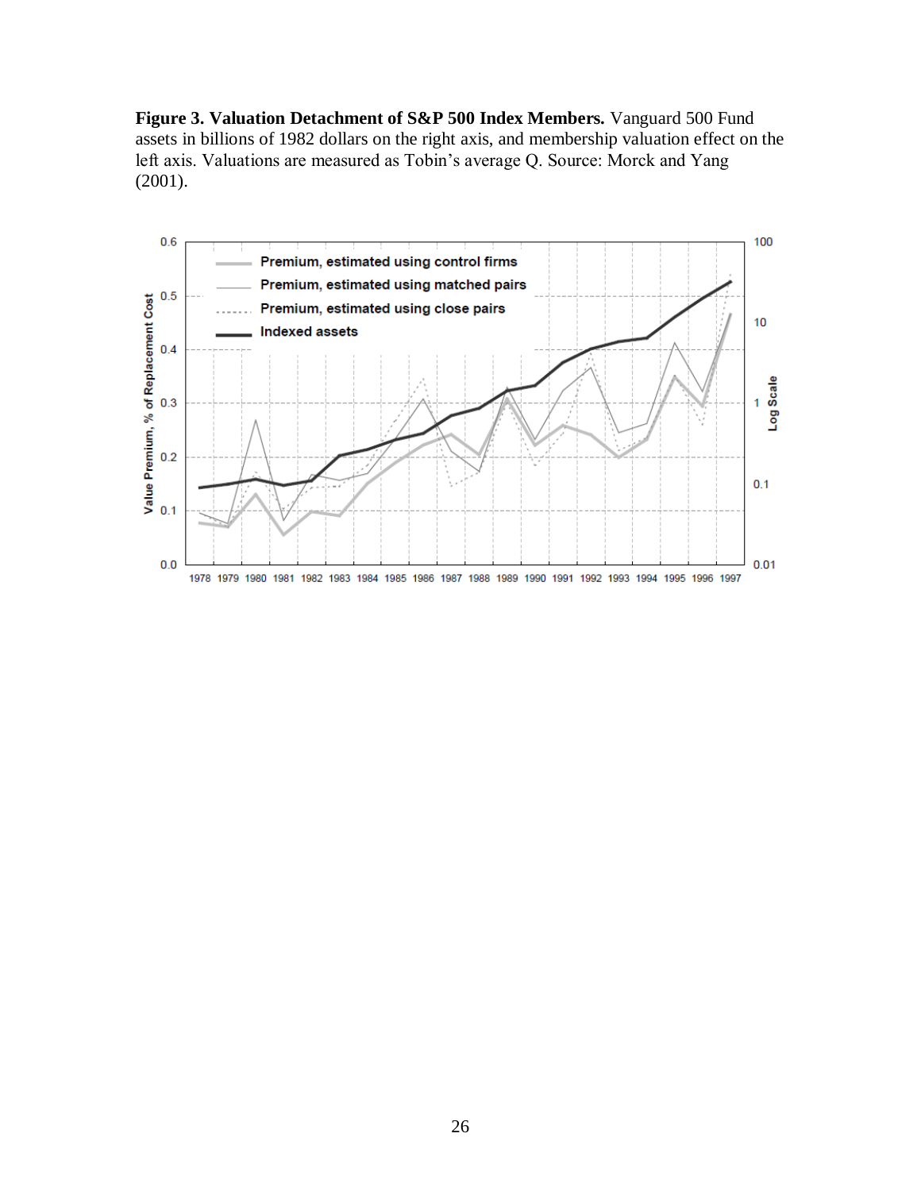**Figure 3. Valuation Detachment of S&P 500 Index Members.** Vanguard 500 Fund assets in billions of 1982 dollars on the right axis, and membership valuation effect on the left axis. Valuations are measured as Tobin's average Q. Source: Morck and Yang (2001).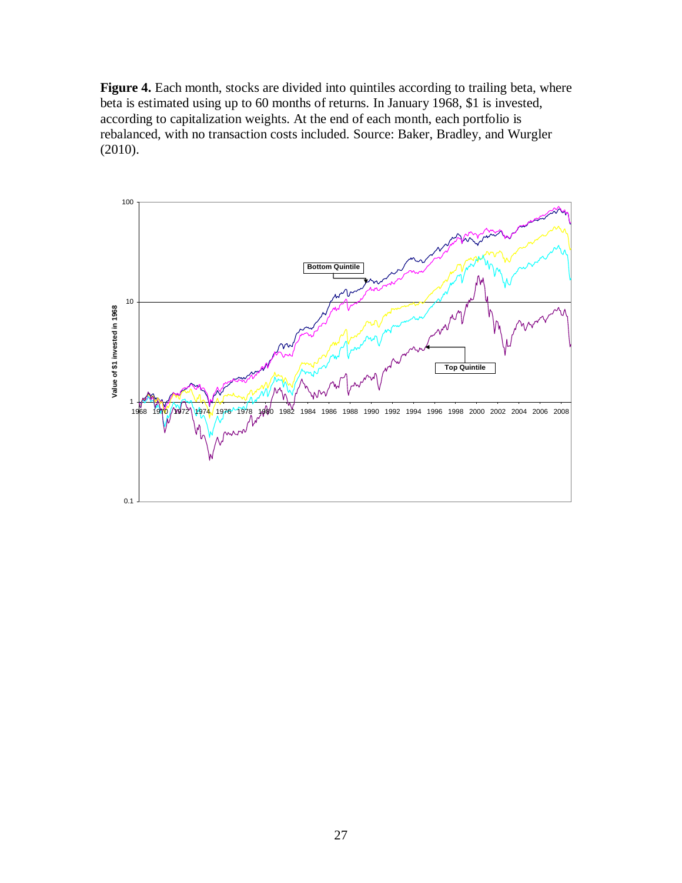**Figure 4.** Each month, stocks are divided into quintiles according to trailing beta, where beta is estimated using up to 60 months of returns. In January 1968, $1 is invested, according to capitalization weights. At the end of each month, each portfolio is rebalanced, with no transaction costs included. Source: Baker, Bradley, and Wurgler (2010).

Value of $1 invested in 1968

100

10

1

0.1

1968 1970 1972 1974 1976 1978 1980 1982 1984 1986 1988 1990 1992 1994 1996 1998 2000 2002 2004 2006 2008

Bottom Quintile

Top Quintile